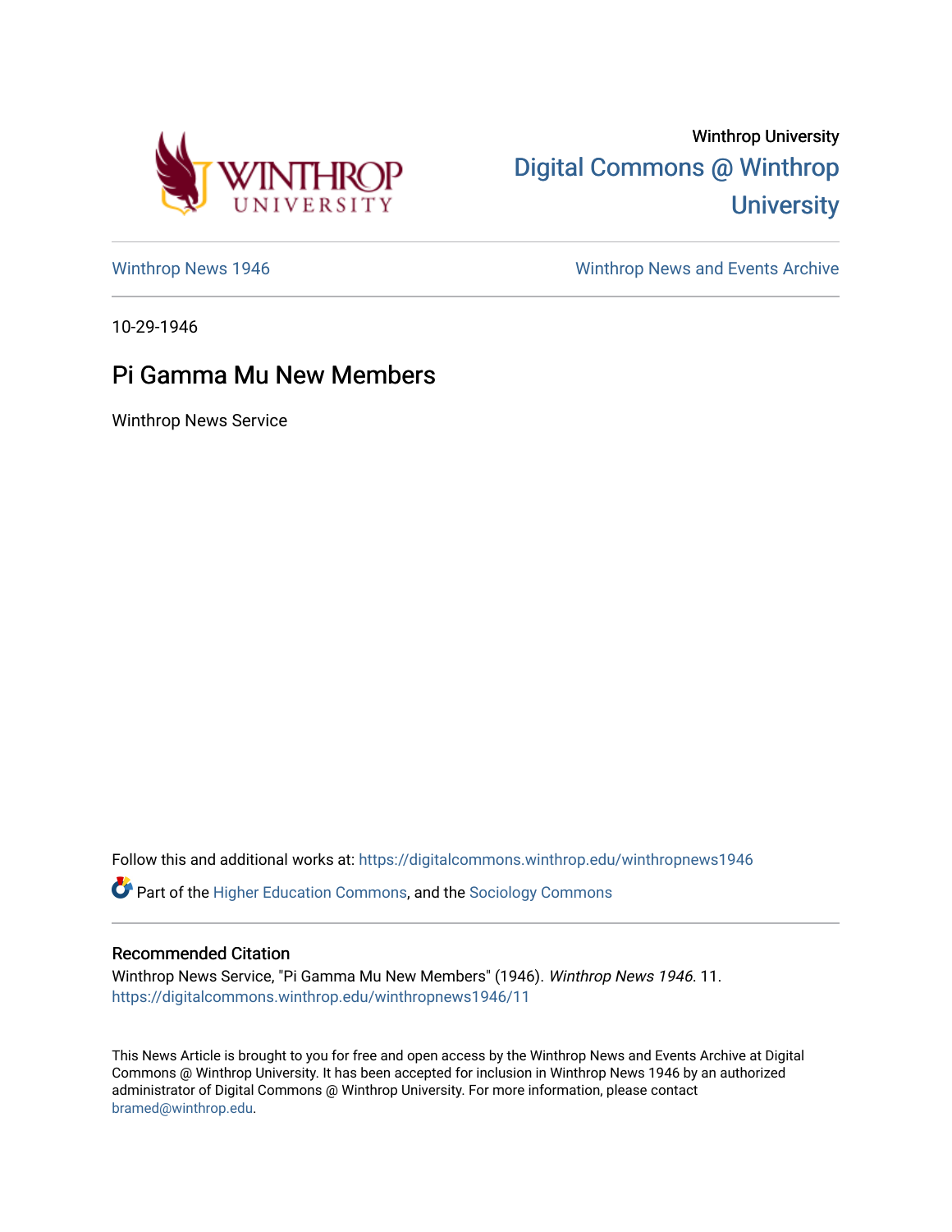Winthrop University

Digital Commons @ Winthrop University

Winthrop News 1946

Winthrop News and Events Archive

10-29-1946

# Pi Gamma Mu New Members

Winthrop News Service

Follow this and additional works at: https://digitalcommons.winthrop.edu/winthropnews1946

Part of the Higher Education Commons, and the Sociology Commons

## Recommended Citation

Winthrop News Service, "Pi Gamma Mu New Members" (1946). *Winthrop News 1946*. 11.
https://digitalcommons.winthrop.edu/winthropnews1946/11

This News Article is brought to you for free and open access by the Winthrop News and Events Archive at Digital Commons @ Winthrop University. It has been accepted for inclusion in Winthrop News 1946 by an authorized administrator of Digital Commons @ Winthrop University. For more information, please contact bramed@winthrop.edu.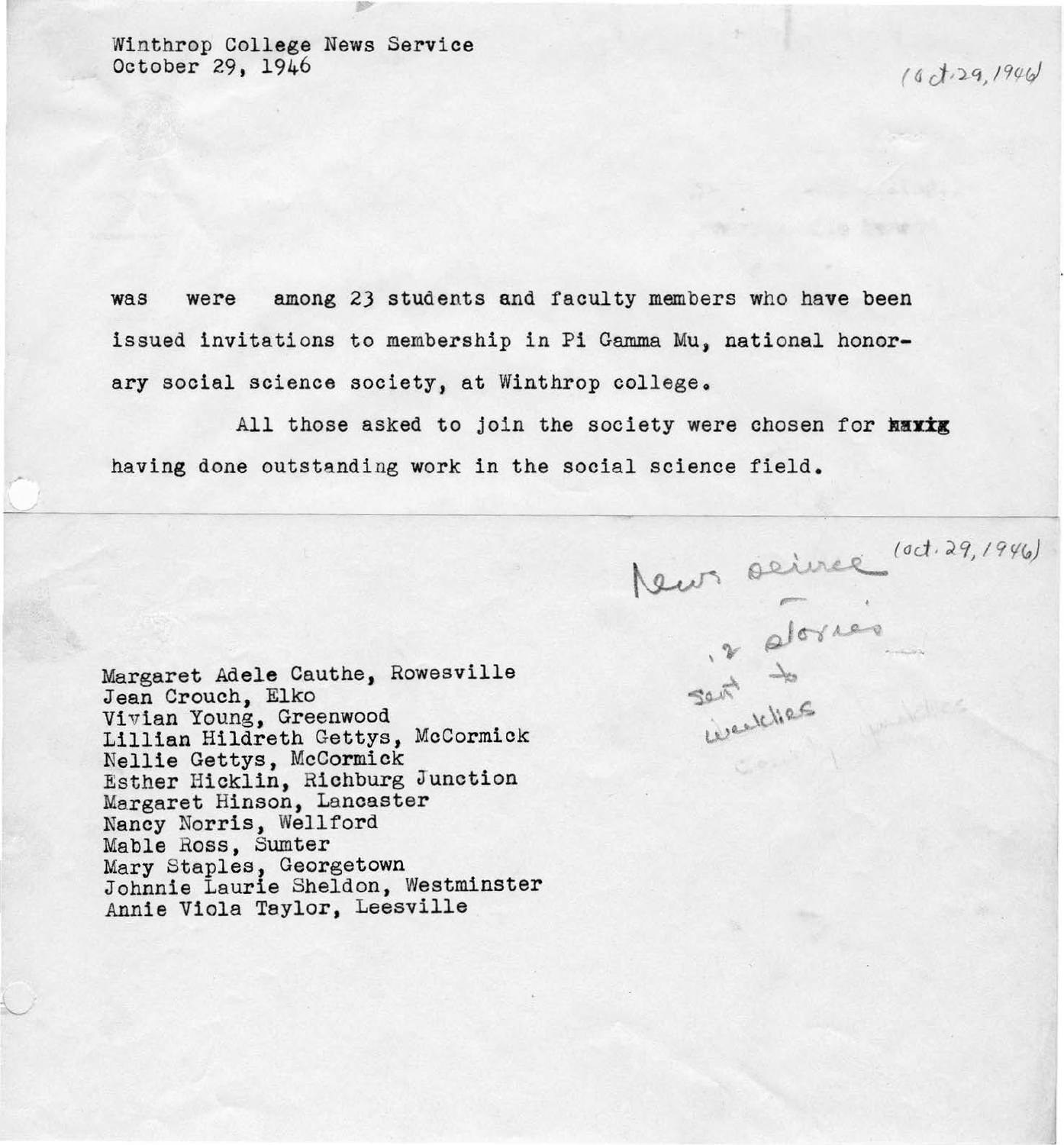Winthrop College News Service
October 29, 1946

(Oct. 29, 1946)

was were among 23 students and faculty members who have been issued invitations to membership in Pi Gamma Mu, national honorary social science society, at Winthrop college.

All those asked to join the society were chosen for ~~havig~~ having done outstanding work in the social science field.

---

News service (Oct. 29, 1946)

12 stories sent to weeklies

Margaret Adele Cauthe, Rowesville
Jean Crouch, Elko
Vivian Young, Greenwood
Lillian Hildreth Gettys, McCormick
Nellie Gettys, McCormick
Esther Hicklin, Richburg Junction
Margaret Hinson, Lancaster
Nancy Norris, Wellford
Mable Ross, Sumter
Mary Staples, Georgetown
Johnnie Laurie Sheldon, Westminster
Annie Viola Taylor, Leesville